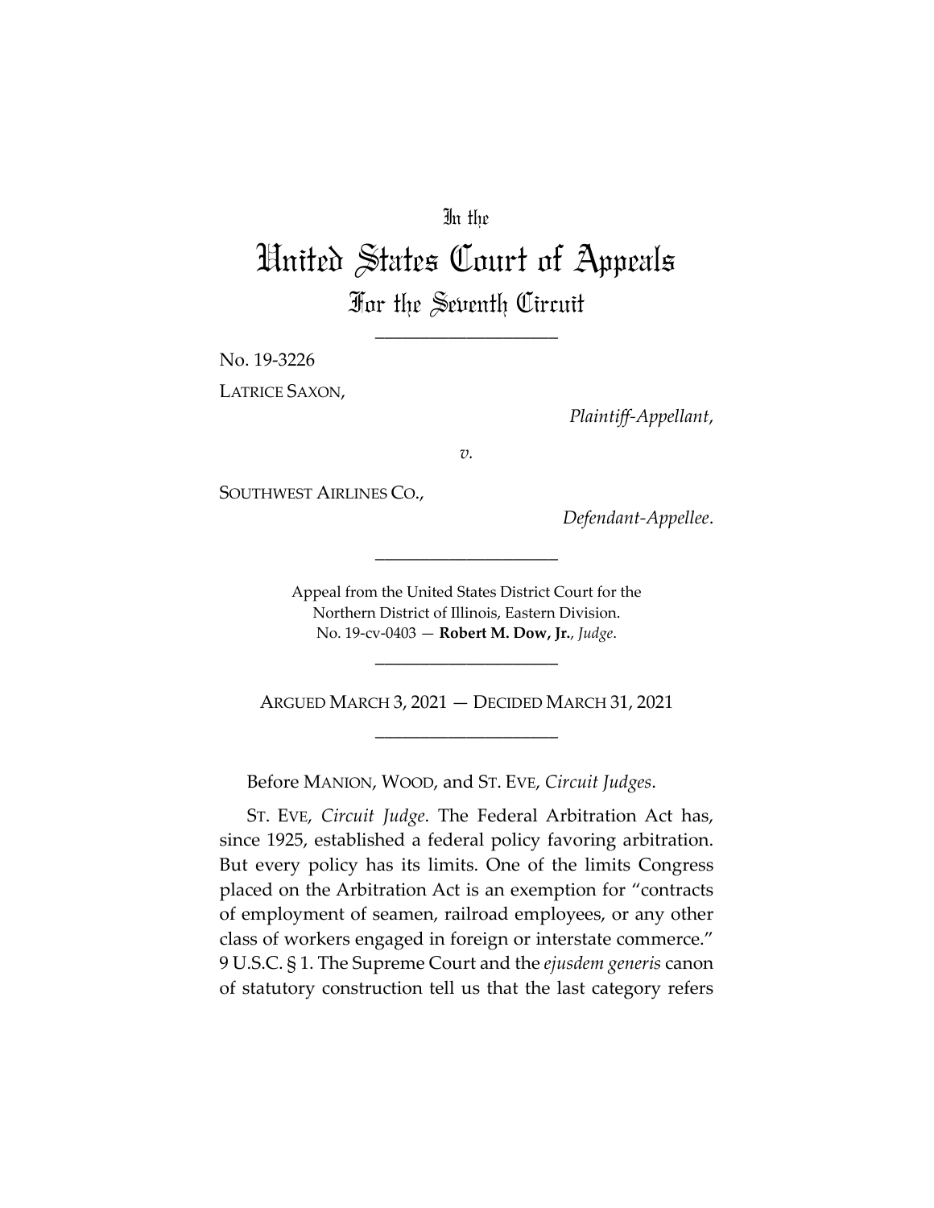In the

# United States Court of Appeals

## For the Seventh Circuit

---

No. 19-3226

LATRICE SAXON,

*Plaintiff-Appellant*,

*v.*

SOUTHWEST AIRLINES CO.,

*Defendant-Appellee*.

---

Appeal from the United States District Court for the Northern District of Illinois, Eastern Division.
No. 19-cv-0403 — **Robert M. Dow, Jr.**, *Judge*.

---

ARGUED MARCH 3, 2021 — DECIDED MARCH 31, 2021

---

Before MANION, WOOD, and ST. EVE, *Circuit Judges*.

ST. EVE, *Circuit Judge*. The Federal Arbitration Act has, since 1925, established a federal policy favoring arbitration. But every policy has its limits. One of the limits Congress placed on the Arbitration Act is an exemption for "contracts of employment of seamen, railroad employees, or any other class of workers engaged in foreign or interstate commerce." 9 U.S.C. § 1. The Supreme Court and the *ejusdem generis* canon of statutory construction tell us that the last category refers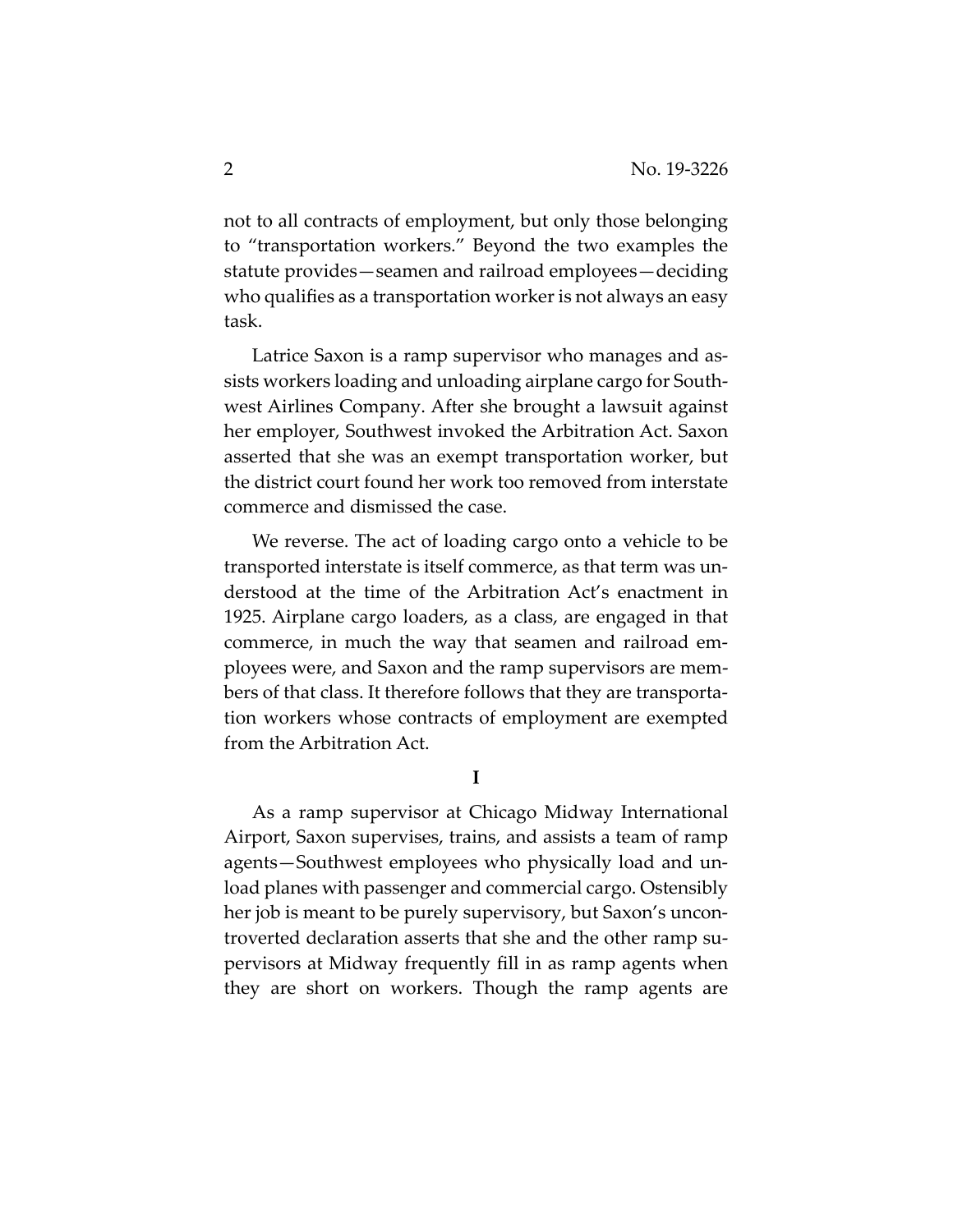not to all contracts of employment, but only those belonging to "transportation workers." Beyond the two examples the statute provides—seamen and railroad employees—deciding who qualifies as a transportation worker is not always an easy task.

Latrice Saxon is a ramp supervisor who manages and assists workers loading and unloading airplane cargo for Southwest Airlines Company. After she brought a lawsuit against her employer, Southwest invoked the Arbitration Act. Saxon asserted that she was an exempt transportation worker, but the district court found her work too removed from interstate commerce and dismissed the case.

We reverse. The act of loading cargo onto a vehicle to be transported interstate is itself commerce, as that term was understood at the time of the Arbitration Act's enactment in 1925. Airplane cargo loaders, as a class, are engaged in that commerce, in much the way that seamen and railroad employees were, and Saxon and the ramp supervisors are members of that class. It therefore follows that they are transportation workers whose contracts of employment are exempted from the Arbitration Act.

## I

As a ramp supervisor at Chicago Midway International Airport, Saxon supervises, trains, and assists a team of ramp agents—Southwest employees who physically load and unload planes with passenger and commercial cargo. Ostensibly her job is meant to be purely supervisory, but Saxon's uncontroverted declaration asserts that she and the other ramp supervisors at Midway frequently fill in as ramp agents when they are short on workers. Though the ramp agents are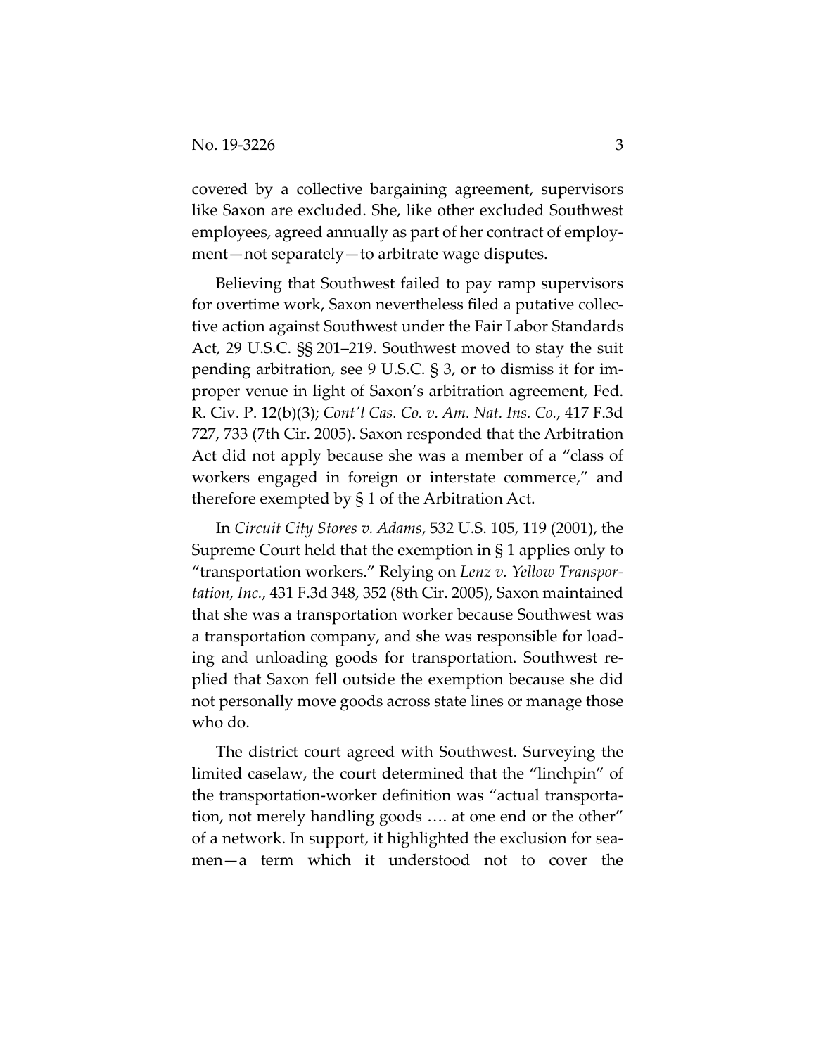covered by a collective bargaining agreement, supervisors like Saxon are excluded. She, like other excluded Southwest employees, agreed annually as part of her contract of employment—not separately—to arbitrate wage disputes.

Believing that Southwest failed to pay ramp supervisors for overtime work, Saxon nevertheless filed a putative collective action against Southwest under the Fair Labor Standards Act, 29 U.S.C. §§ 201–219. Southwest moved to stay the suit pending arbitration, see 9 U.S.C. § 3, or to dismiss it for improper venue in light of Saxon's arbitration agreement, Fed. R. Civ. P. 12(b)(3); *Cont'l Cas. Co. v. Am. Nat. Ins. Co.*, 417 F.3d 727, 733 (7th Cir. 2005). Saxon responded that the Arbitration Act did not apply because she was a member of a "class of workers engaged in foreign or interstate commerce," and therefore exempted by § 1 of the Arbitration Act.

In *Circuit City Stores v. Adams*, 532 U.S. 105, 119 (2001), the Supreme Court held that the exemption in § 1 applies only to "transportation workers." Relying on *Lenz v. Yellow Transportation, Inc.*, 431 F.3d 348, 352 (8th Cir. 2005), Saxon maintained that she was a transportation worker because Southwest was a transportation company, and she was responsible for loading and unloading goods for transportation. Southwest replied that Saxon fell outside the exemption because she did not personally move goods across state lines or manage those who do.

The district court agreed with Southwest. Surveying the limited caselaw, the court determined that the "linchpin" of the transportation-worker definition was "actual transportation, not merely handling goods …. at one end or the other" of a network. In support, it highlighted the exclusion for seamen—a term which it understood not to cover the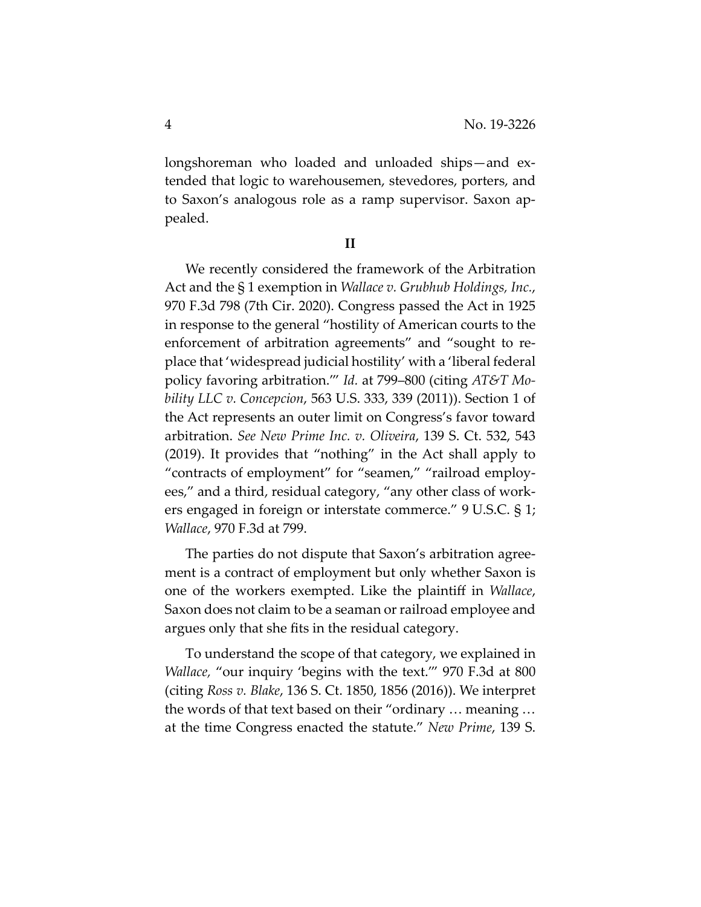longshoreman who loaded and unloaded ships—and extended that logic to warehousemen, stevedores, porters, and to Saxon's analogous role as a ramp supervisor. Saxon appealed.

## II

We recently considered the framework of the Arbitration Act and the § 1 exemption in *Wallace v. Grubhub Holdings, Inc.*, 970 F.3d 798 (7th Cir. 2020). Congress passed the Act in 1925 in response to the general "hostility of American courts to the enforcement of arbitration agreements" and "sought to replace that 'widespread judicial hostility' with a 'liberal federal policy favoring arbitration.'" *Id.* at 799–800 (citing *AT&T Mobility LLC v. Concepcion*, 563 U.S. 333, 339 (2011)). Section 1 of the Act represents an outer limit on Congress's favor toward arbitration. *See New Prime Inc. v. Oliveira*, 139 S. Ct. 532, 543 (2019). It provides that "nothing" in the Act shall apply to "contracts of employment" for "seamen," "railroad employees," and a third, residual category, "any other class of workers engaged in foreign or interstate commerce." 9 U.S.C. § 1; *Wallace*, 970 F.3d at 799.

The parties do not dispute that Saxon's arbitration agreement is a contract of employment but only whether Saxon is one of the workers exempted. Like the plaintiff in *Wallace*, Saxon does not claim to be a seaman or railroad employee and argues only that she fits in the residual category.

To understand the scope of that category, we explained in *Wallace,* "our inquiry 'begins with the text.'" 970 F.3d at 800 (citing *Ross v. Blake*, 136 S. Ct. 1850, 1856 (2016)). We interpret the words of that text based on their "ordinary … meaning … at the time Congress enacted the statute." *New Prime*, 139 S.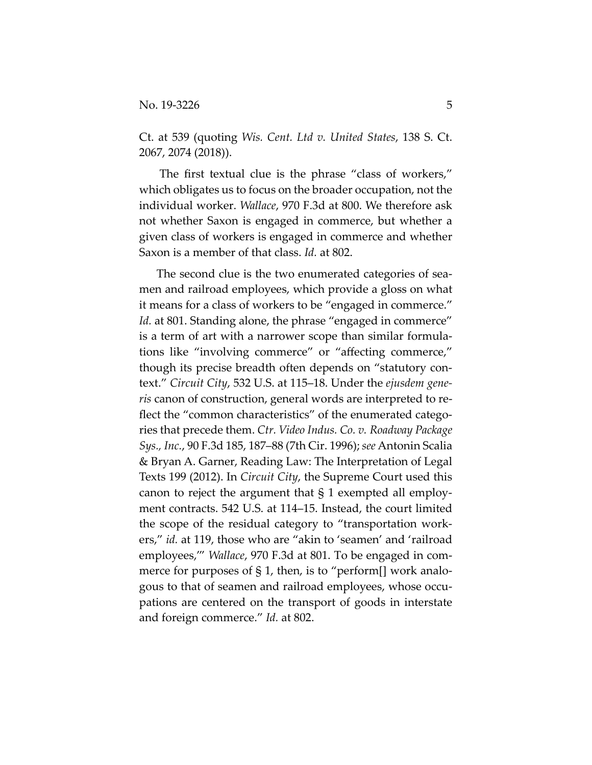Ct. at 539 (quoting *Wis. Cent. Ltd v. United States*, 138 S. Ct. 2067, 2074 (2018)).

The first textual clue is the phrase "class of workers," which obligates us to focus on the broader occupation, not the individual worker. *Wallace*, 970 F.3d at 800. We therefore ask not whether Saxon is engaged in commerce, but whether a given class of workers is engaged in commerce and whether Saxon is a member of that class. *Id.* at 802.

The second clue is the two enumerated categories of seamen and railroad employees, which provide a gloss on what it means for a class of workers to be "engaged in commerce." *Id.* at 801. Standing alone, the phrase "engaged in commerce" is a term of art with a narrower scope than similar formulations like "involving commerce" or "affecting commerce," though its precise breadth often depends on "statutory context." *Circuit City*, 532 U.S. at 115–18. Under the *ejusdem generis* canon of construction, general words are interpreted to reflect the "common characteristics" of the enumerated categories that precede them. *Ctr. Video Indus. Co. v. Roadway Package Sys., Inc.*, 90 F.3d 185, 187–88 (7th Cir. 1996); *see* Antonin Scalia & Bryan A. Garner, Reading Law: The Interpretation of Legal Texts 199 (2012). In *Circuit City,* the Supreme Court used this canon to reject the argument that § 1 exempted all employment contracts. 542 U.S. at 114–15. Instead, the court limited the scope of the residual category to "transportation workers," *id.* at 119, those who are "akin to 'seamen' and 'railroad employees,'" *Wallace*, 970 F.3d at 801. To be engaged in commerce for purposes of § 1, then, is to "perform[] work analogous to that of seamen and railroad employees, whose occupations are centered on the transport of goods in interstate and foreign commerce." *Id.* at 802.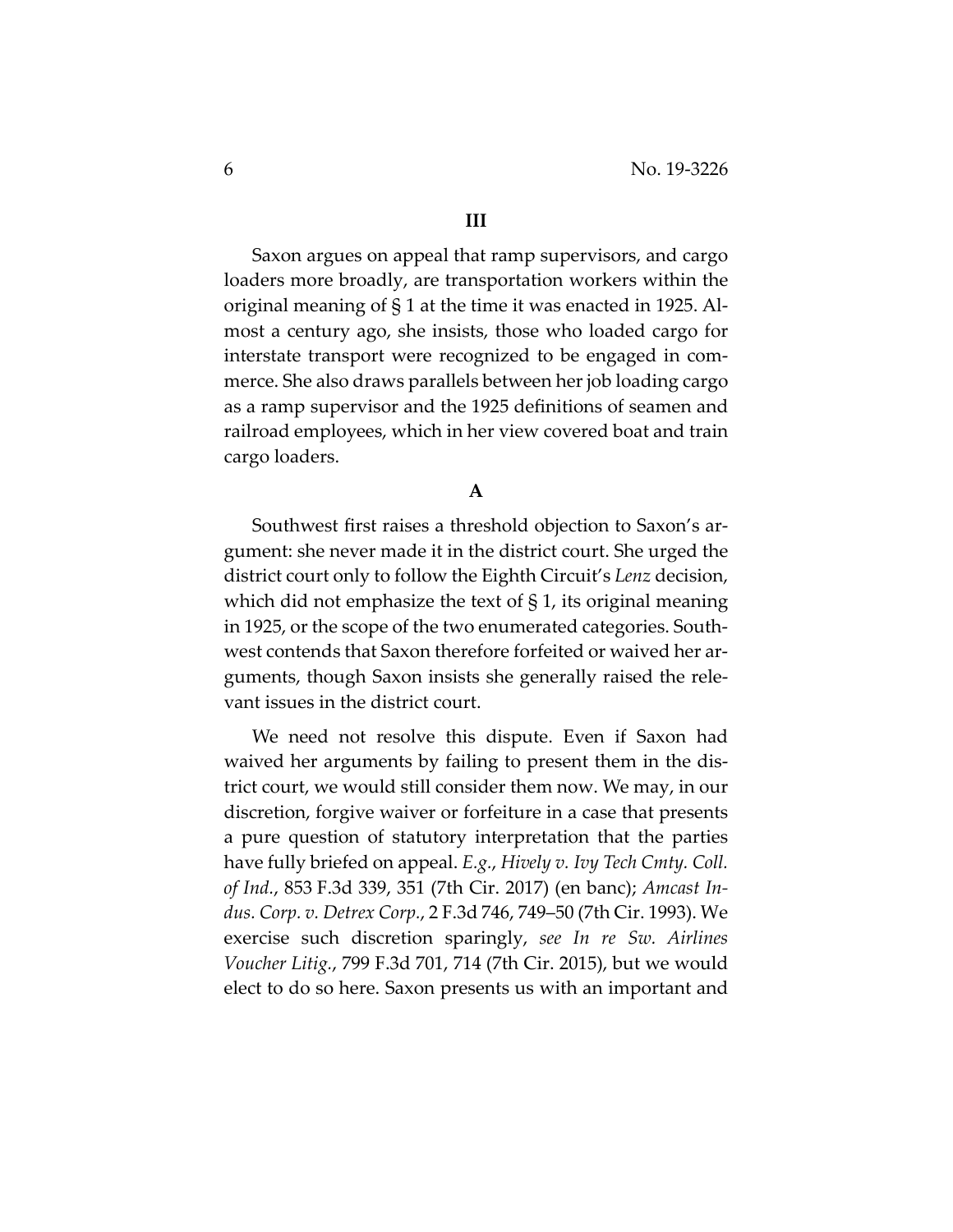## III

Saxon argues on appeal that ramp supervisors, and cargo loaders more broadly, are transportation workers within the original meaning of § 1 at the time it was enacted in 1925. Almost a century ago, she insists, those who loaded cargo for interstate transport were recognized to be engaged in commerce. She also draws parallels between her job loading cargo as a ramp supervisor and the 1925 definitions of seamen and railroad employees, which in her view covered boat and train cargo loaders.

### A

Southwest first raises a threshold objection to Saxon's argument: she never made it in the district court. She urged the district court only to follow the Eighth Circuit's *Lenz* decision, which did not emphasize the text of § 1, its original meaning in 1925, or the scope of the two enumerated categories. Southwest contends that Saxon therefore forfeited or waived her arguments, though Saxon insists she generally raised the relevant issues in the district court.

We need not resolve this dispute. Even if Saxon had waived her arguments by failing to present them in the district court, we would still consider them now. We may, in our discretion, forgive waiver or forfeiture in a case that presents a pure question of statutory interpretation that the parties have fully briefed on appeal. *E.g.*, *Hively v. Ivy Tech Cmty. Coll. of Ind.*, 853 F.3d 339, 351 (7th Cir. 2017) (en banc); *Amcast Indus. Corp. v. Detrex Corp.*, 2 F.3d 746, 749–50 (7th Cir. 1993). We exercise such discretion sparingly, *see In re Sw. Airlines Voucher Litig.*, 799 F.3d 701, 714 (7th Cir. 2015), but we would elect to do so here. Saxon presents us with an important and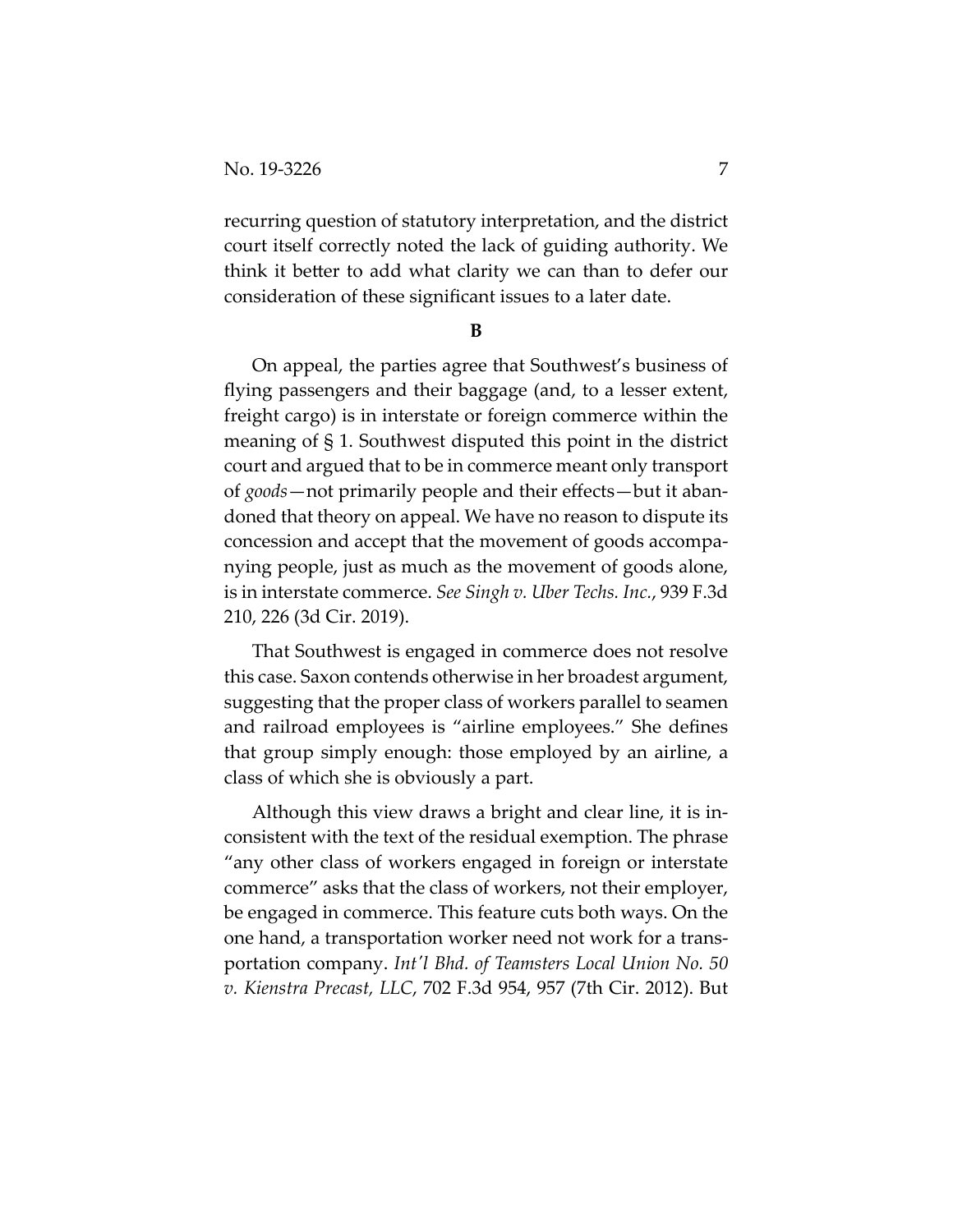recurring question of statutory interpretation, and the district court itself correctly noted the lack of guiding authority. We think it better to add what clarity we can than to defer our consideration of these significant issues to a later date.

### B

On appeal, the parties agree that Southwest's business of flying passengers and their baggage (and, to a lesser extent, freight cargo) is in interstate or foreign commerce within the meaning of § 1. Southwest disputed this point in the district court and argued that to be in commerce meant only transport of *goods*—not primarily people and their effects—but it abandoned that theory on appeal. We have no reason to dispute its concession and accept that the movement of goods accompanying people, just as much as the movement of goods alone, is in interstate commerce. *See Singh v. Uber Techs. Inc.*, 939 F.3d 210, 226 (3d Cir. 2019).

That Southwest is engaged in commerce does not resolve this case. Saxon contends otherwise in her broadest argument, suggesting that the proper class of workers parallel to seamen and railroad employees is "airline employees." She defines that group simply enough: those employed by an airline, a class of which she is obviously a part.

Although this view draws a bright and clear line, it is inconsistent with the text of the residual exemption. The phrase "any other class of workers engaged in foreign or interstate commerce" asks that the class of workers, not their employer, be engaged in commerce. This feature cuts both ways. On the one hand, a transportation worker need not work for a transportation company. *Int'l Bhd. of Teamsters Local Union No. 50 v. Kienstra Precast, LLC*, 702 F.3d 954, 957 (7th Cir. 2012). But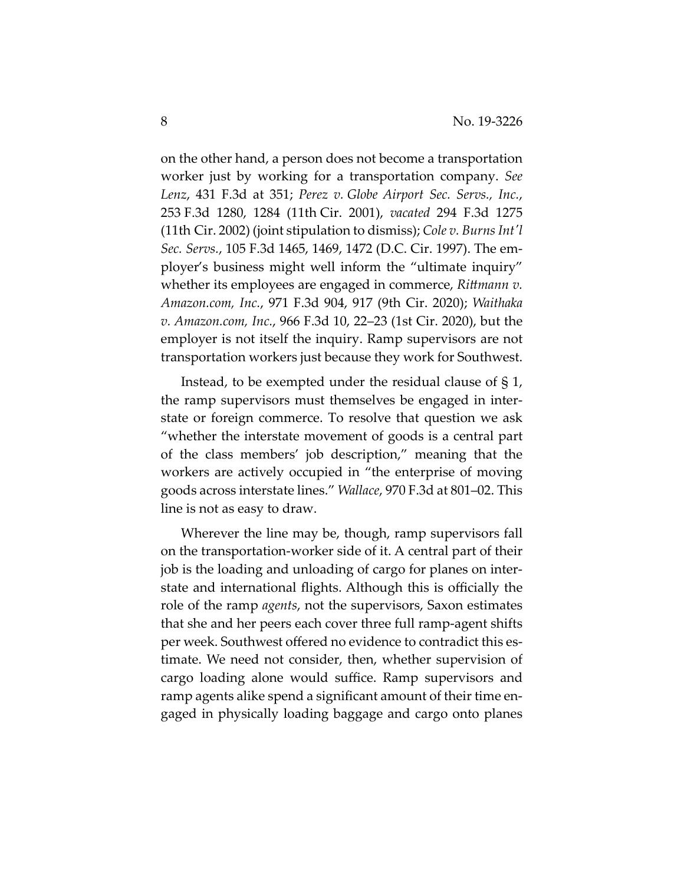on the other hand, a person does not become a transportation worker just by working for a transportation company. *See Lenz*, 431 F.3d at 351; *Perez v. Globe Airport Sec. Servs., Inc.*, 253 F.3d 1280, 1284 (11th Cir. 2001), *vacated* 294 F.3d 1275 (11th Cir. 2002) (joint stipulation to dismiss); *Cole v. Burns Int'l Sec. Servs.*, 105 F.3d 1465, 1469, 1472 (D.C. Cir. 1997). The employer's business might well inform the "ultimate inquiry" whether its employees are engaged in commerce, *Rittmann v. Amazon.com, Inc.*, 971 F.3d 904, 917 (9th Cir. 2020); *Waithaka v. Amazon.com, Inc.*, 966 F.3d 10, 22–23 (1st Cir. 2020), but the employer is not itself the inquiry. Ramp supervisors are not transportation workers just because they work for Southwest.

Instead, to be exempted under the residual clause of § 1, the ramp supervisors must themselves be engaged in interstate or foreign commerce. To resolve that question we ask "whether the interstate movement of goods is a central part of the class members' job description," meaning that the workers are actively occupied in "the enterprise of moving goods across interstate lines." *Wallace*, 970 F.3d at 801–02. This line is not as easy to draw.

Wherever the line may be, though, ramp supervisors fall on the transportation-worker side of it. A central part of their job is the loading and unloading of cargo for planes on interstate and international flights. Although this is officially the role of the ramp *agents*, not the supervisors, Saxon estimates that she and her peers each cover three full ramp-agent shifts per week. Southwest offered no evidence to contradict this estimate. We need not consider, then, whether supervision of cargo loading alone would suffice. Ramp supervisors and ramp agents alike spend a significant amount of their time engaged in physically loading baggage and cargo onto planes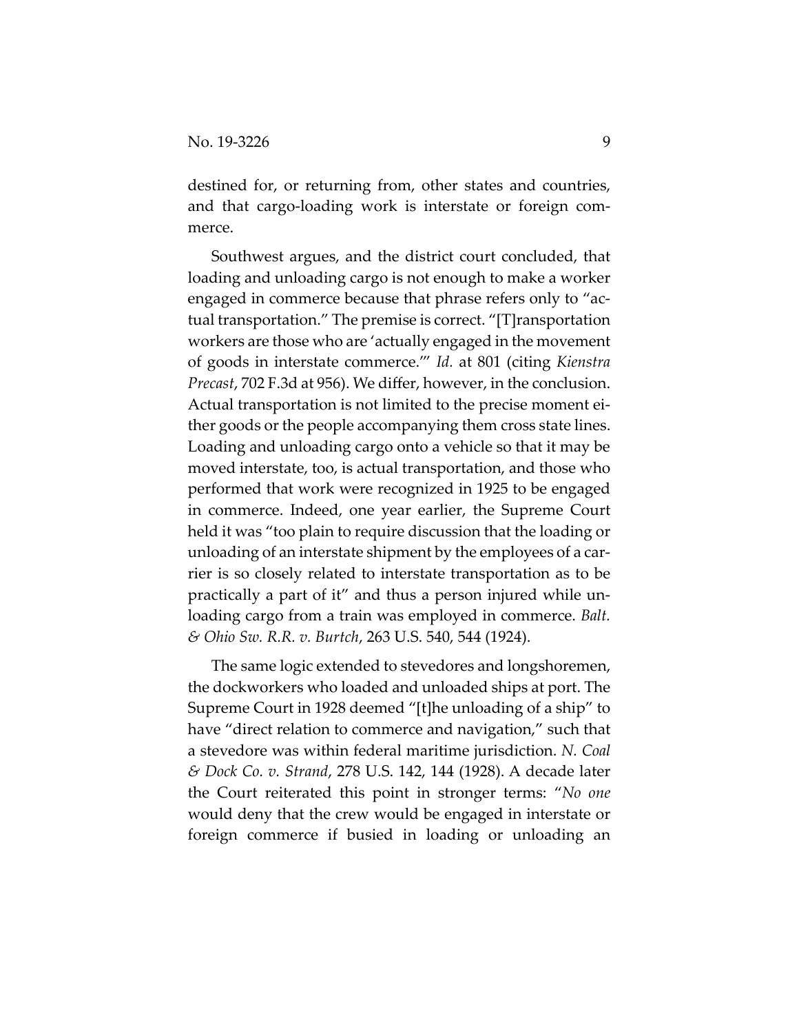destined for, or returning from, other states and countries, and that cargo-loading work is interstate or foreign commerce.

Southwest argues, and the district court concluded, that loading and unloading cargo is not enough to make a worker engaged in commerce because that phrase refers only to "actual transportation." The premise is correct. "[T]ransportation workers are those who are 'actually engaged in the movement of goods in interstate commerce.'" *Id.* at 801 (citing *Kienstra Precast*, 702 F.3d at 956). We differ, however, in the conclusion. Actual transportation is not limited to the precise moment either goods or the people accompanying them cross state lines. Loading and unloading cargo onto a vehicle so that it may be moved interstate, too, is actual transportation, and those who performed that work were recognized in 1925 to be engaged in commerce. Indeed, one year earlier, the Supreme Court held it was "too plain to require discussion that the loading or unloading of an interstate shipment by the employees of a carrier is so closely related to interstate transportation as to be practically a part of it" and thus a person injured while unloading cargo from a train was employed in commerce. *Balt. & Ohio Sw. R.R. v. Burtch*, 263 U.S. 540, 544 (1924).

The same logic extended to stevedores and longshoremen, the dockworkers who loaded and unloaded ships at port. The Supreme Court in 1928 deemed "[t]he unloading of a ship" to have "direct relation to commerce and navigation," such that a stevedore was within federal maritime jurisdiction. *N. Coal & Dock Co. v. Strand*, 278 U.S. 142, 144 (1928). A decade later the Court reiterated this point in stronger terms: "*No one* would deny that the crew would be engaged in interstate or foreign commerce if busied in loading or unloading an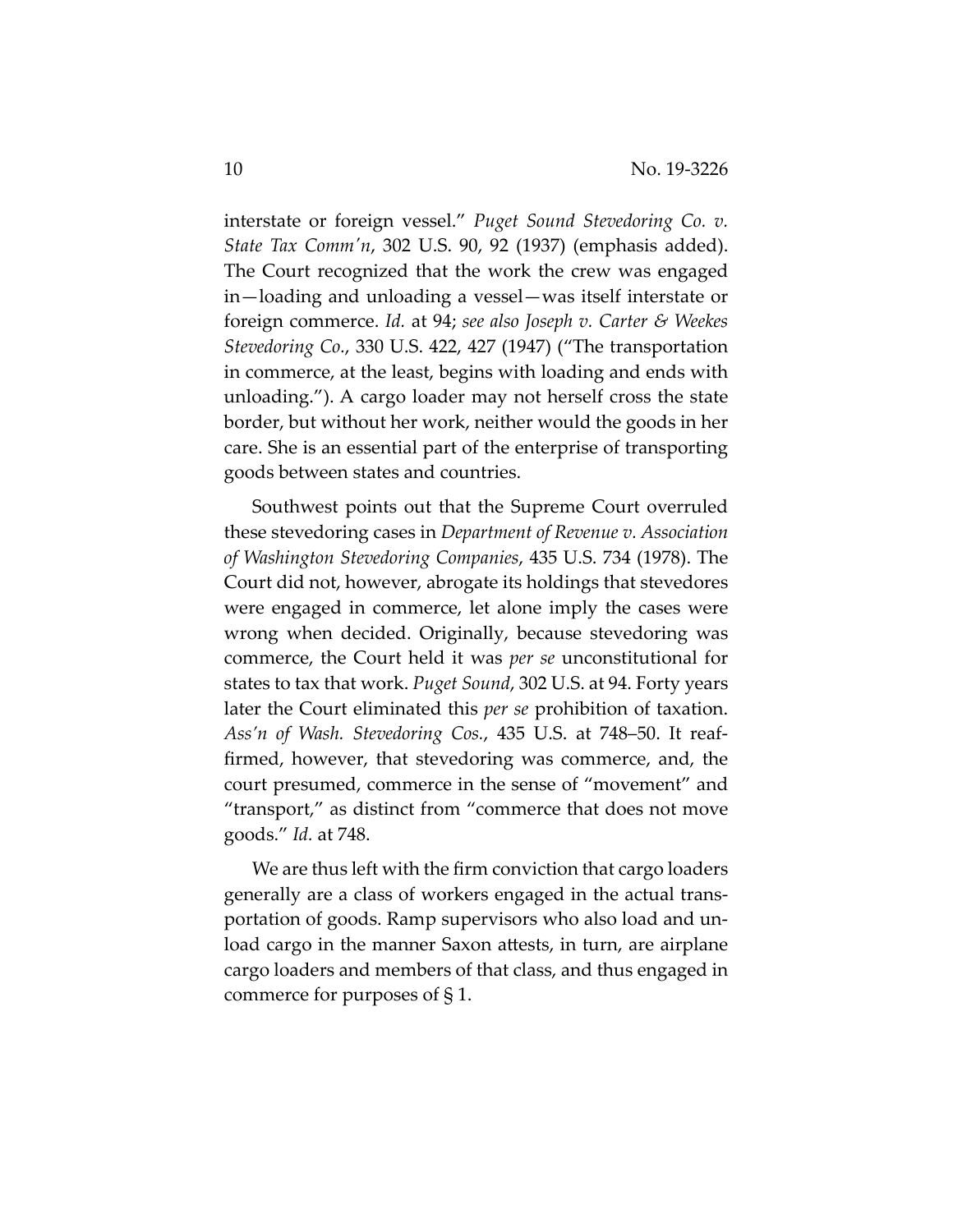interstate or foreign vessel." *Puget Sound Stevedoring Co. v. State Tax Comm'n*, 302 U.S. 90, 92 (1937) (emphasis added). The Court recognized that the work the crew was engaged in—loading and unloading a vessel—was itself interstate or foreign commerce. *Id.* at 94; *see also Joseph v. Carter & Weekes Stevedoring Co.*, 330 U.S. 422, 427 (1947) ("The transportation in commerce, at the least, begins with loading and ends with unloading."). A cargo loader may not herself cross the state border, but without her work, neither would the goods in her care. She is an essential part of the enterprise of transporting goods between states and countries.

Southwest points out that the Supreme Court overruled these stevedoring cases in *Department of Revenue v. Association of Washington Stevedoring Companies*, 435 U.S. 734 (1978). The Court did not, however, abrogate its holdings that stevedores were engaged in commerce, let alone imply the cases were wrong when decided. Originally, because stevedoring was commerce, the Court held it was *per se* unconstitutional for states to tax that work. *Puget Sound*, 302 U.S. at 94. Forty years later the Court eliminated this *per se* prohibition of taxation. *Ass'n of Wash. Stevedoring Cos.*, 435 U.S. at 748–50. It reaffirmed, however, that stevedoring was commerce, and, the court presumed, commerce in the sense of "movement" and "transport," as distinct from "commerce that does not move goods." *Id.* at 748.

We are thus left with the firm conviction that cargo loaders generally are a class of workers engaged in the actual transportation of goods. Ramp supervisors who also load and unload cargo in the manner Saxon attests, in turn, are airplane cargo loaders and members of that class, and thus engaged in commerce for purposes of § 1.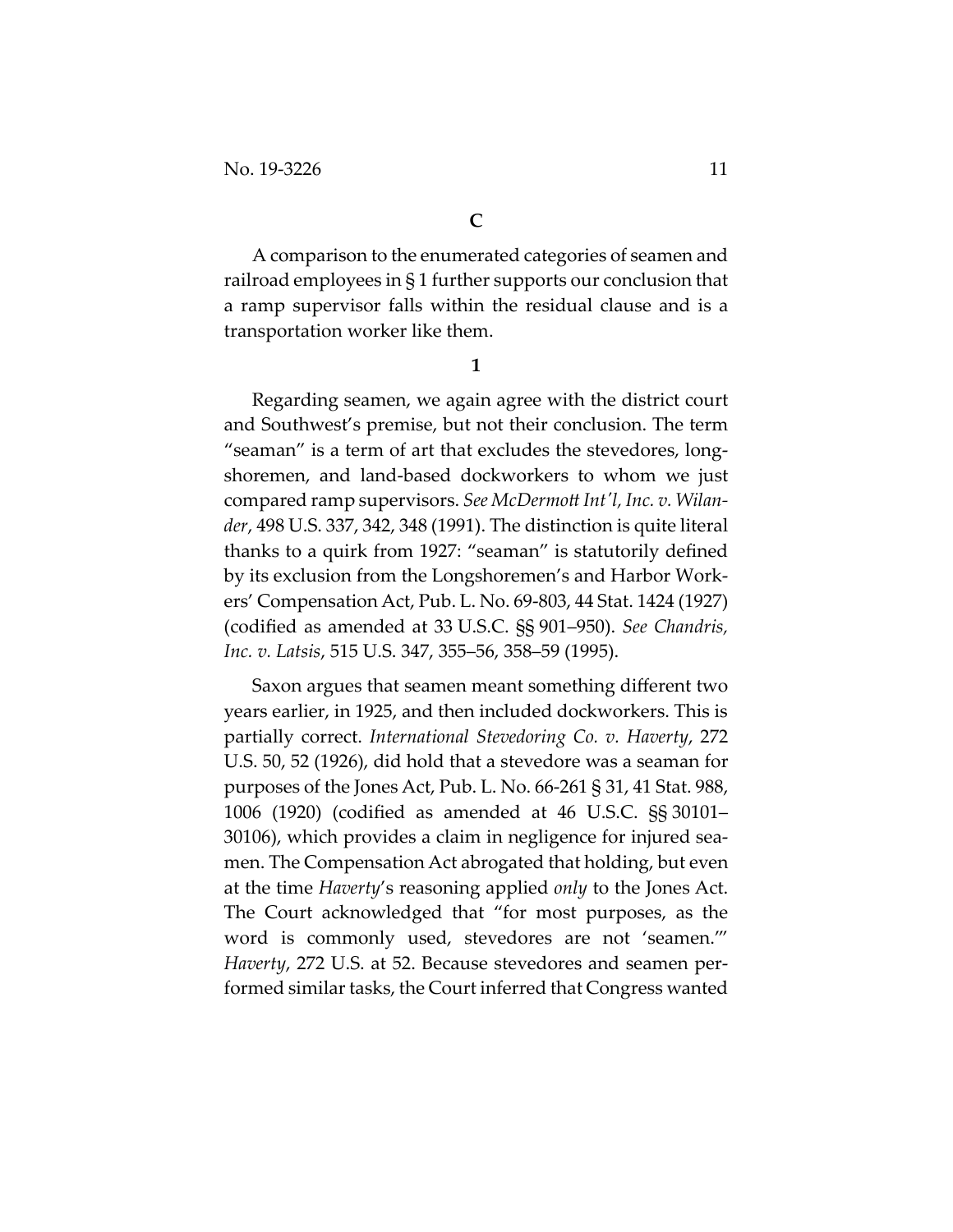**C**

A comparison to the enumerated categories of seamen and railroad employees in § 1 further supports our conclusion that a ramp supervisor falls within the residual clause and is a transportation worker like them.

**1**

Regarding seamen, we again agree with the district court and Southwest's premise, but not their conclusion. The term "seaman" is a term of art that excludes the stevedores, longshoremen, and land-based dockworkers to whom we just compared ramp supervisors. *See McDermott Int'l, Inc. v. Wilander*, 498 U.S. 337, 342, 348 (1991). The distinction is quite literal thanks to a quirk from 1927: "seaman" is statutorily defined by its exclusion from the Longshoremen's and Harbor Workers' Compensation Act, Pub. L. No. 69-803, 44 Stat. 1424 (1927) (codified as amended at 33 U.S.C. §§ 901–950). *See Chandris, Inc. v. Latsis*, 515 U.S. 347, 355–56, 358–59 (1995).

Saxon argues that seamen meant something different two years earlier, in 1925, and then included dockworkers. This is partially correct. *International Stevedoring Co. v. Haverty*, 272 U.S. 50, 52 (1926), did hold that a stevedore was a seaman for purposes of the Jones Act, Pub. L. No. 66-261 § 31, 41 Stat. 988, 1006 (1920) (codified as amended at 46 U.S.C. §§ 30101–30106), which provides a claim in negligence for injured seamen. The Compensation Act abrogated that holding, but even at the time *Haverty*'s reasoning applied *only* to the Jones Act. The Court acknowledged that "for most purposes, as the word is commonly used, stevedores are not 'seamen.'" *Haverty*, 272 U.S. at 52. Because stevedores and seamen performed similar tasks, the Court inferred that Congress wanted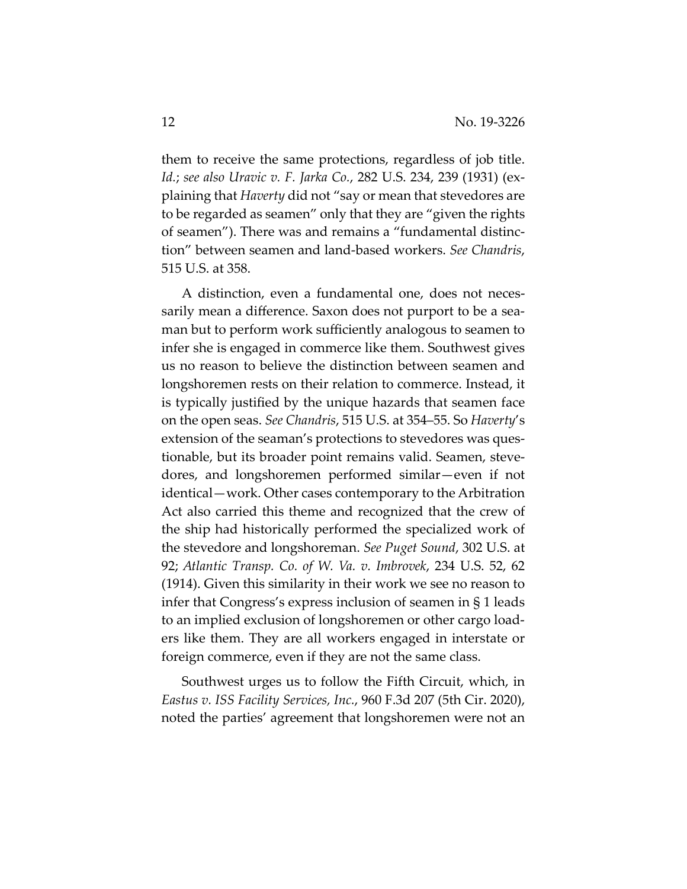them to receive the same protections, regardless of job title. *Id.*; *see also Uravic v. F. Jarka Co.*, 282 U.S. 234, 239 (1931) (explaining that *Haverty* did not "say or mean that stevedores are to be regarded as seamen" only that they are "given the rights of seamen"). There was and remains a "fundamental distinction" between seamen and land-based workers. *See Chandris*, 515 U.S. at 358.

A distinction, even a fundamental one, does not necessarily mean a difference. Saxon does not purport to be a seaman but to perform work sufficiently analogous to seamen to infer she is engaged in commerce like them. Southwest gives us no reason to believe the distinction between seamen and longshoremen rests on their relation to commerce. Instead, it is typically justified by the unique hazards that seamen face on the open seas. *See Chandris*, 515 U.S. at 354–55. So *Haverty*'s extension of the seaman's protections to stevedores was questionable, but its broader point remains valid. Seamen, stevedores, and longshoremen performed similar—even if not identical—work. Other cases contemporary to the Arbitration Act also carried this theme and recognized that the crew of the ship had historically performed the specialized work of the stevedore and longshoreman. *See Puget Sound*, 302 U.S. at 92; *Atlantic Transp. Co. of W. Va. v. Imbrovek*, 234 U.S. 52, 62 (1914). Given this similarity in their work we see no reason to infer that Congress's express inclusion of seamen in § 1 leads to an implied exclusion of longshoremen or other cargo loaders like them. They are all workers engaged in interstate or foreign commerce, even if they are not the same class.

Southwest urges us to follow the Fifth Circuit, which, in *Eastus v. ISS Facility Services, Inc.*, 960 F.3d 207 (5th Cir. 2020), noted the parties' agreement that longshoremen were not an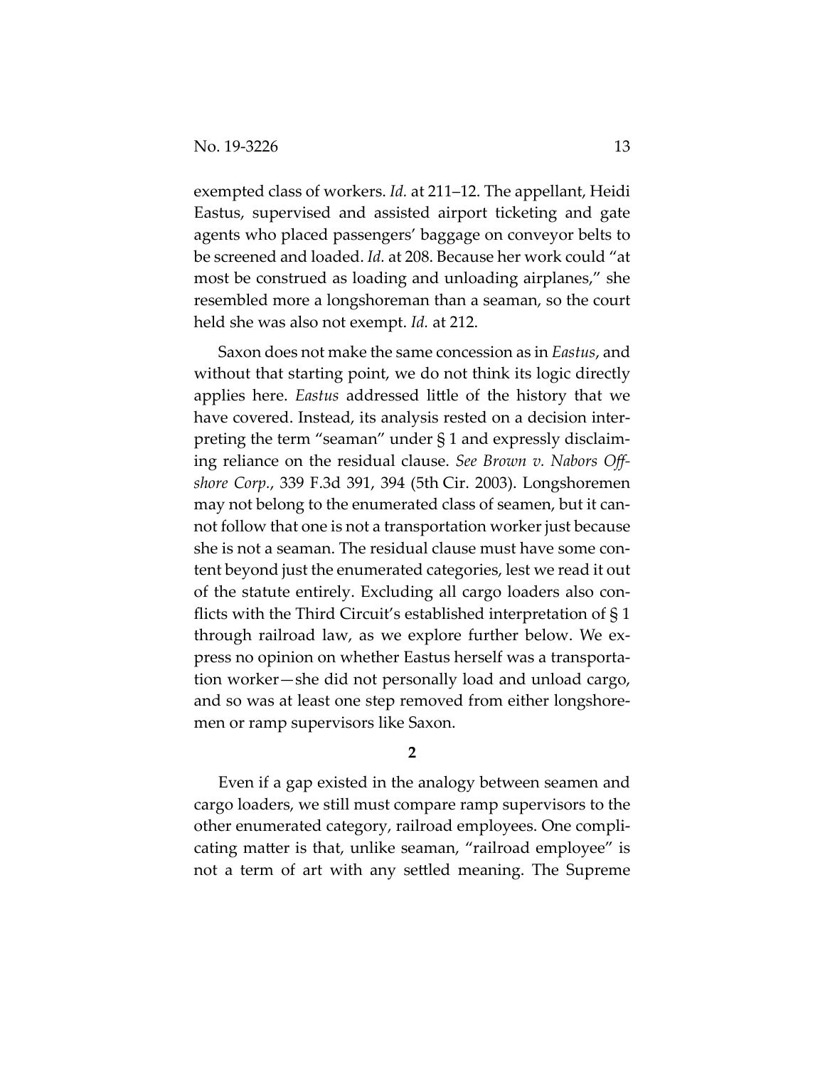exempted class of workers. *Id.* at 211–12. The appellant, Heidi Eastus, supervised and assisted airport ticketing and gate agents who placed passengers' baggage on conveyor belts to be screened and loaded. *Id.* at 208. Because her work could "at most be construed as loading and unloading airplanes," she resembled more a longshoreman than a seaman, so the court held she was also not exempt. *Id.* at 212.

Saxon does not make the same concession as in *Eastus*, and without that starting point, we do not think its logic directly applies here. *Eastus* addressed little of the history that we have covered. Instead, its analysis rested on a decision interpreting the term "seaman" under § 1 and expressly disclaiming reliance on the residual clause. *See Brown v. Nabors Offshore Corp.*, 339 F.3d 391, 394 (5th Cir. 2003). Longshoremen may not belong to the enumerated class of seamen, but it cannot follow that one is not a transportation worker just because she is not a seaman. The residual clause must have some content beyond just the enumerated categories, lest we read it out of the statute entirely. Excluding all cargo loaders also conflicts with the Third Circuit's established interpretation of § 1 through railroad law, as we explore further below. We express no opinion on whether Eastus herself was a transportation worker—she did not personally load and unload cargo, and so was at least one step removed from either longshoremen or ramp supervisors like Saxon.

**2**

Even if a gap existed in the analogy between seamen and cargo loaders, we still must compare ramp supervisors to the other enumerated category, railroad employees. One complicating matter is that, unlike seaman, "railroad employee" is not a term of art with any settled meaning. The Supreme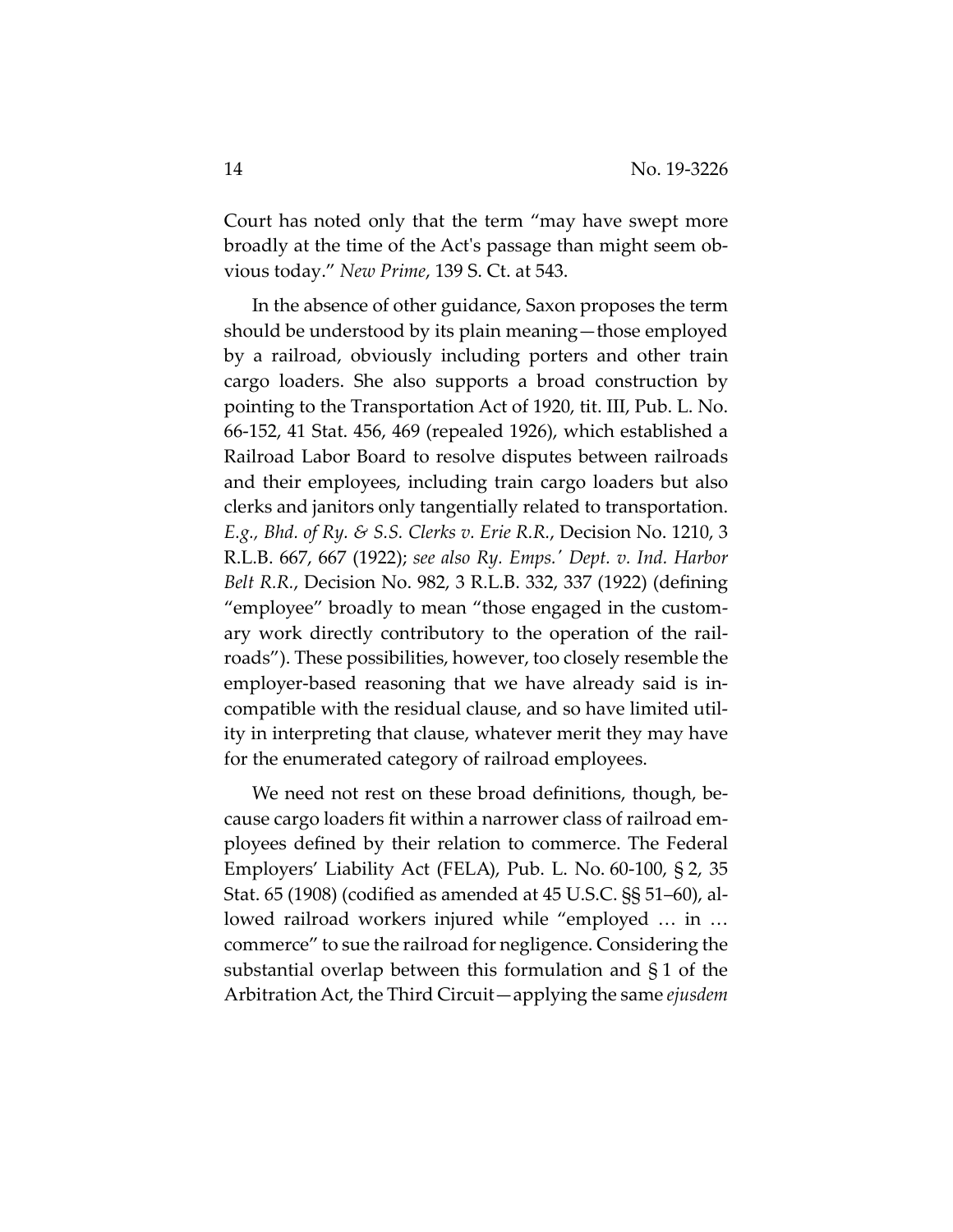Court has noted only that the term "may have swept more broadly at the time of the Act's passage than might seem obvious today." *New Prime*, 139 S. Ct. at 543.

In the absence of other guidance, Saxon proposes the term should be understood by its plain meaning—those employed by a railroad, obviously including porters and other train cargo loaders. She also supports a broad construction by pointing to the Transportation Act of 1920, tit. III, Pub. L. No. 66-152, 41 Stat. 456, 469 (repealed 1926), which established a Railroad Labor Board to resolve disputes between railroads and their employees, including train cargo loaders but also clerks and janitors only tangentially related to transportation. *E.g., Bhd. of Ry. & S.S. Clerks v. Erie R.R.*, Decision No. 1210, 3 R.L.B. 667, 667 (1922); *see also Ry. Emps.' Dept. v. Ind. Harbor Belt R.R.*, Decision No. 982, 3 R.L.B. 332, 337 (1922) (defining "employee" broadly to mean "those engaged in the customary work directly contributory to the operation of the railroads"). These possibilities, however, too closely resemble the employer-based reasoning that we have already said is incompatible with the residual clause, and so have limited utility in interpreting that clause, whatever merit they may have for the enumerated category of railroad employees.

We need not rest on these broad definitions, though, because cargo loaders fit within a narrower class of railroad employees defined by their relation to commerce. The Federal Employers' Liability Act (FELA), Pub. L. No. 60-100, § 2, 35 Stat. 65 (1908) (codified as amended at 45 U.S.C. §§ 51–60), allowed railroad workers injured while "employed … in … commerce" to sue the railroad for negligence. Considering the substantial overlap between this formulation and § 1 of the Arbitration Act, the Third Circuit—applying the same *ejusdem*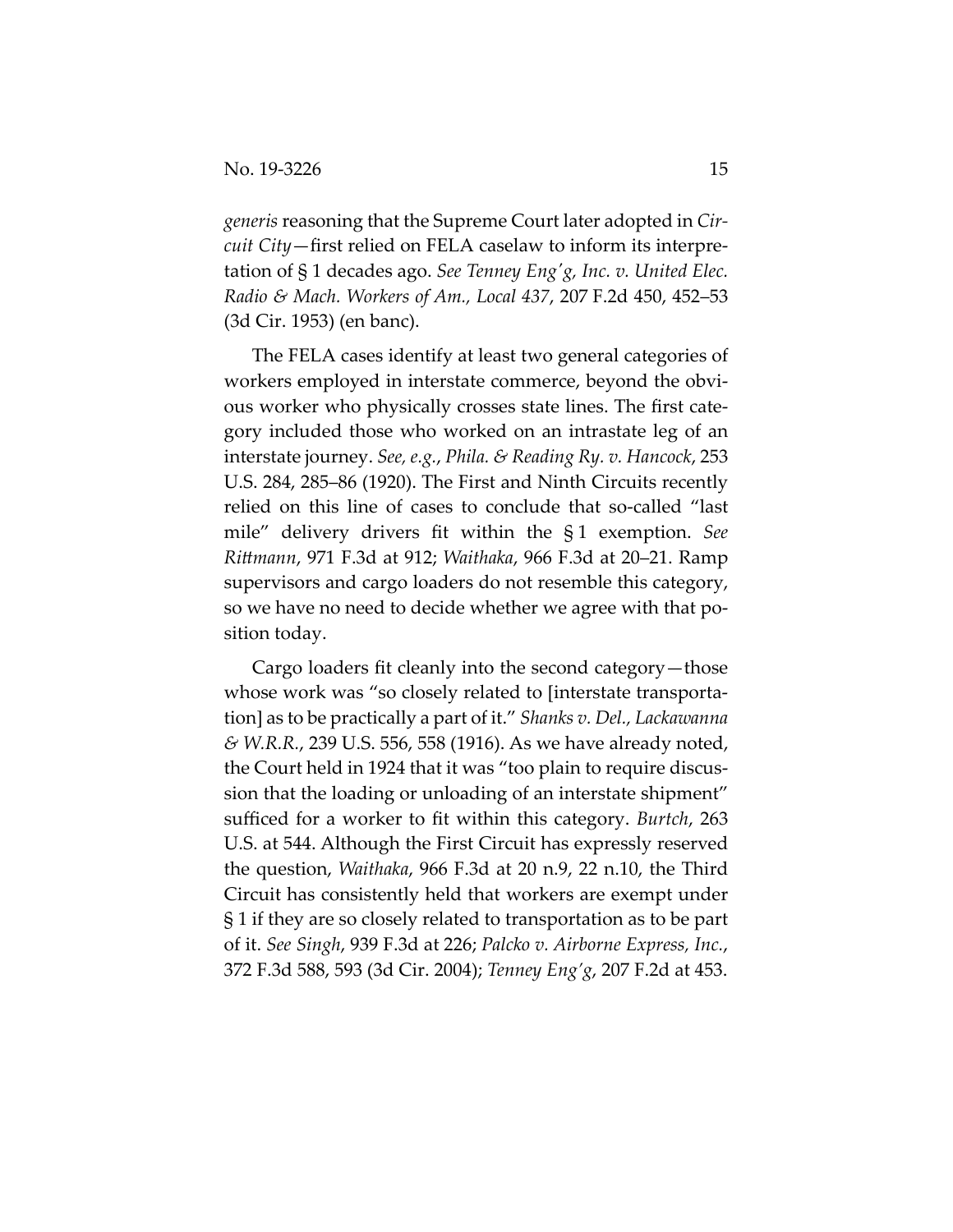*generis* reasoning that the Supreme Court later adopted in *Circuit City*—first relied on FELA caselaw to inform its interpretation of § 1 decades ago. *See Tenney Eng'g, Inc. v. United Elec. Radio & Mach. Workers of Am., Local 437*, 207 F.2d 450, 452–53 (3d Cir. 1953) (en banc).

The FELA cases identify at least two general categories of workers employed in interstate commerce, beyond the obvious worker who physically crosses state lines. The first category included those who worked on an intrastate leg of an interstate journey. *See, e.g.*, *Phila. & Reading Ry. v. Hancock*, 253 U.S. 284, 285–86 (1920). The First and Ninth Circuits recently relied on this line of cases to conclude that so-called "last mile" delivery drivers fit within the § 1 exemption. *See Rittmann*, 971 F.3d at 912; *Waithaka*, 966 F.3d at 20–21. Ramp supervisors and cargo loaders do not resemble this category, so we have no need to decide whether we agree with that position today.

Cargo loaders fit cleanly into the second category—those whose work was "so closely related to [interstate transportation] as to be practically a part of it." *Shanks v. Del., Lackawanna & W.R.R.*, 239 U.S. 556, 558 (1916). As we have already noted, the Court held in 1924 that it was "too plain to require discussion that the loading or unloading of an interstate shipment" sufficed for a worker to fit within this category. *Burtch*, 263 U.S. at 544. Although the First Circuit has expressly reserved the question, *Waithaka*, 966 F.3d at 20 n.9, 22 n.10, the Third Circuit has consistently held that workers are exempt under § 1 if they are so closely related to transportation as to be part of it. *See Singh*, 939 F.3d at 226; *Palcko v. Airborne Express, Inc.*, 372 F.3d 588, 593 (3d Cir. 2004); *Tenney Eng'g*, 207 F.2d at 453.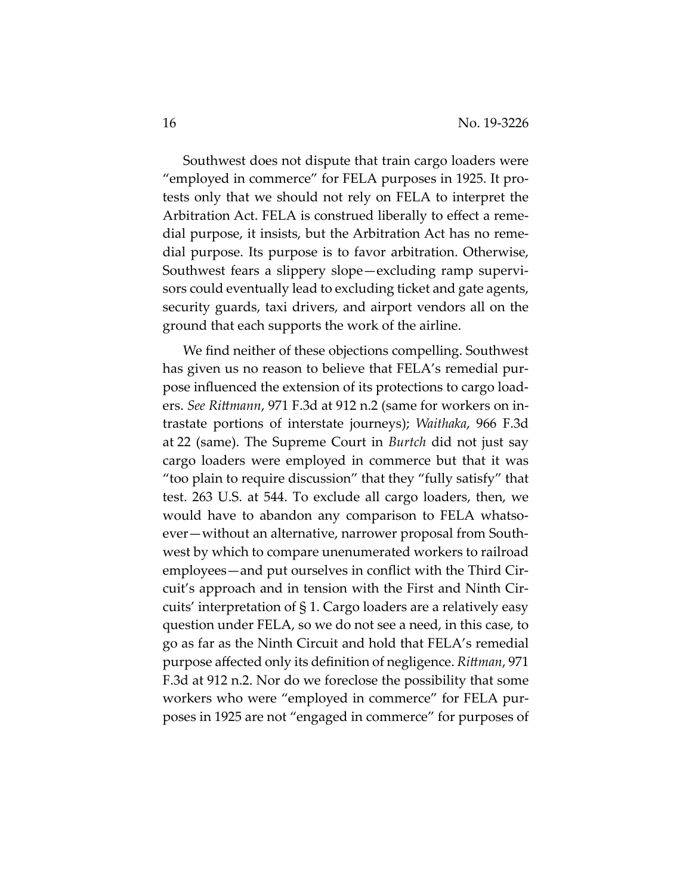Southwest does not dispute that train cargo loaders were "employed in commerce" for FELA purposes in 1925. It protests only that we should not rely on FELA to interpret the Arbitration Act. FELA is construed liberally to effect a remedial purpose, it insists, but the Arbitration Act has no remedial purpose. Its purpose is to favor arbitration. Otherwise, Southwest fears a slippery slope—excluding ramp supervisors could eventually lead to excluding ticket and gate agents, security guards, taxi drivers, and airport vendors all on the ground that each supports the work of the airline.

We find neither of these objections compelling. Southwest has given us no reason to believe that FELA's remedial purpose influenced the extension of its protections to cargo loaders. *See Rittmann*, 971 F.3d at 912 n.2 (same for workers on intrastate portions of interstate journeys); *Waithaka*, 966 F.3d at 22 (same). The Supreme Court in *Burtch* did not just say cargo loaders were employed in commerce but that it was "too plain to require discussion" that they "fully satisfy" that test. 263 U.S. at 544. To exclude all cargo loaders, then, we would have to abandon any comparison to FELA whatsoever—without an alternative, narrower proposal from Southwest by which to compare unenumerated workers to railroad employees—and put ourselves in conflict with the Third Circuit's approach and in tension with the First and Ninth Circuits' interpretation of § 1. Cargo loaders are a relatively easy question under FELA, so we do not see a need, in this case, to go as far as the Ninth Circuit and hold that FELA's remedial purpose affected only its definition of negligence. *Rittman*, 971 F.3d at 912 n.2. Nor do we foreclose the possibility that some workers who were "employed in commerce" for FELA purposes in 1925 are not "engaged in commerce" for purposes of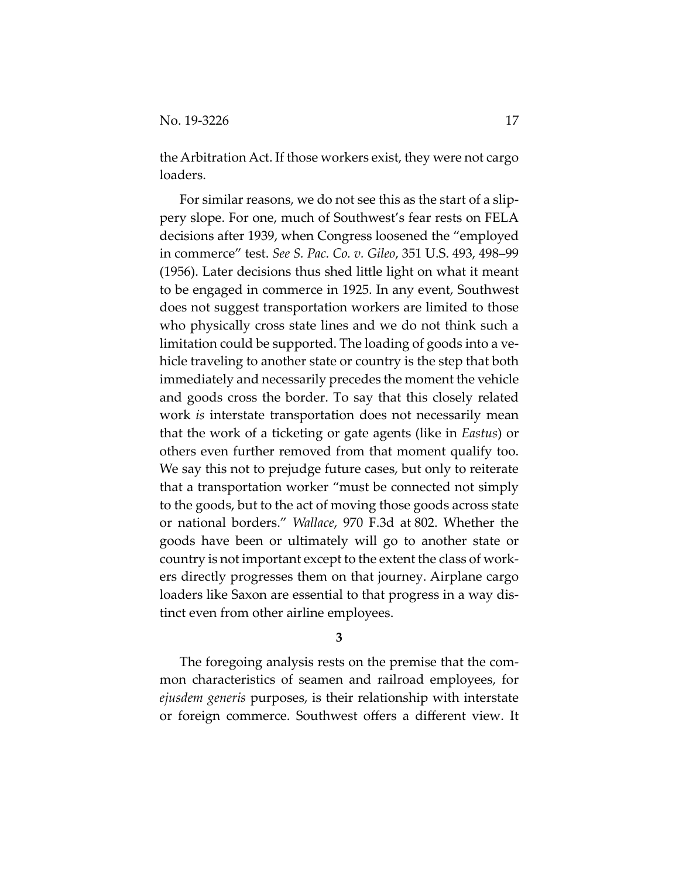the Arbitration Act. If those workers exist, they were not cargo loaders.

For similar reasons, we do not see this as the start of a slippery slope. For one, much of Southwest's fear rests on FELA decisions after 1939, when Congress loosened the "employed in commerce" test. *See S. Pac. Co. v. Gileo*, 351 U.S. 493, 498–99 (1956). Later decisions thus shed little light on what it meant to be engaged in commerce in 1925. In any event, Southwest does not suggest transportation workers are limited to those who physically cross state lines and we do not think such a limitation could be supported. The loading of goods into a vehicle traveling to another state or country is the step that both immediately and necessarily precedes the moment the vehicle and goods cross the border. To say that this closely related work *is* interstate transportation does not necessarily mean that the work of a ticketing or gate agents (like in *Eastus*) or others even further removed from that moment qualify too. We say this not to prejudge future cases, but only to reiterate that a transportation worker "must be connected not simply to the goods, but to the act of moving those goods across state or national borders." *Wallace*, 970 F.3d at 802. Whether the goods have been or ultimately will go to another state or country is not important except to the extent the class of workers directly progresses them on that journey. Airplane cargo loaders like Saxon are essential to that progress in a way distinct even from other airline employees.

### 3

The foregoing analysis rests on the premise that the common characteristics of seamen and railroad employees, for *ejusdem generis* purposes, is their relationship with interstate or foreign commerce. Southwest offers a different view. It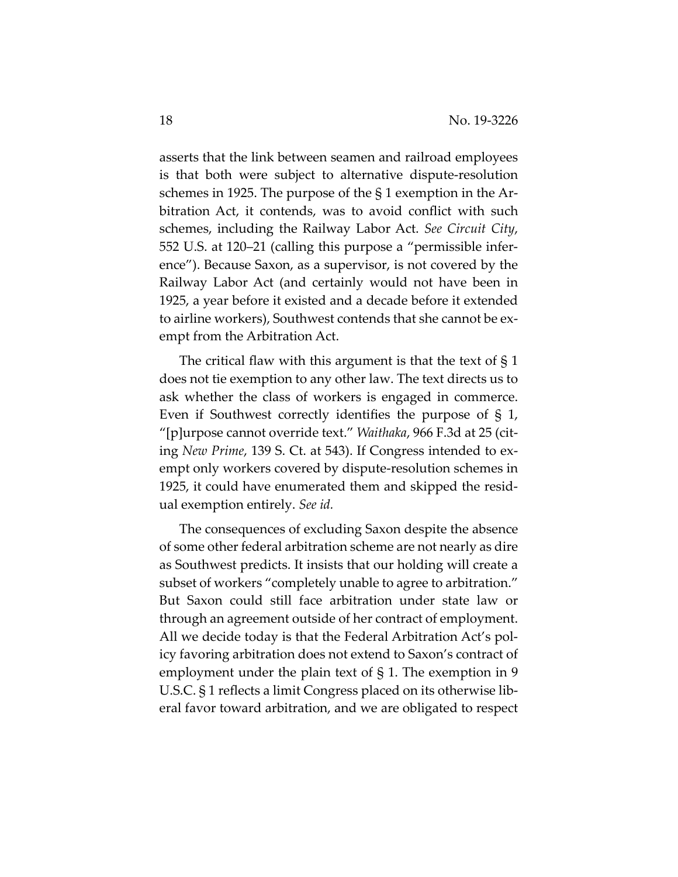asserts that the link between seamen and railroad employees is that both were subject to alternative dispute-resolution schemes in 1925. The purpose of the § 1 exemption in the Arbitration Act, it contends, was to avoid conflict with such schemes, including the Railway Labor Act. *See Circuit City*, 552 U.S. at 120–21 (calling this purpose a "permissible inference"). Because Saxon, as a supervisor, is not covered by the Railway Labor Act (and certainly would not have been in 1925, a year before it existed and a decade before it extended to airline workers), Southwest contends that she cannot be exempt from the Arbitration Act.

The critical flaw with this argument is that the text of § 1 does not tie exemption to any other law. The text directs us to ask whether the class of workers is engaged in commerce. Even if Southwest correctly identifies the purpose of § 1, "[p]urpose cannot override text." *Waithaka*, 966 F.3d at 25 (citing *New Prime*, 139 S. Ct. at 543). If Congress intended to exempt only workers covered by dispute-resolution schemes in 1925, it could have enumerated them and skipped the residual exemption entirely. *See id.*

The consequences of excluding Saxon despite the absence of some other federal arbitration scheme are not nearly as dire as Southwest predicts. It insists that our holding will create a subset of workers "completely unable to agree to arbitration." But Saxon could still face arbitration under state law or through an agreement outside of her contract of employment. All we decide today is that the Federal Arbitration Act's policy favoring arbitration does not extend to Saxon's contract of employment under the plain text of § 1. The exemption in 9 U.S.C. § 1 reflects a limit Congress placed on its otherwise liberal favor toward arbitration, and we are obligated to respect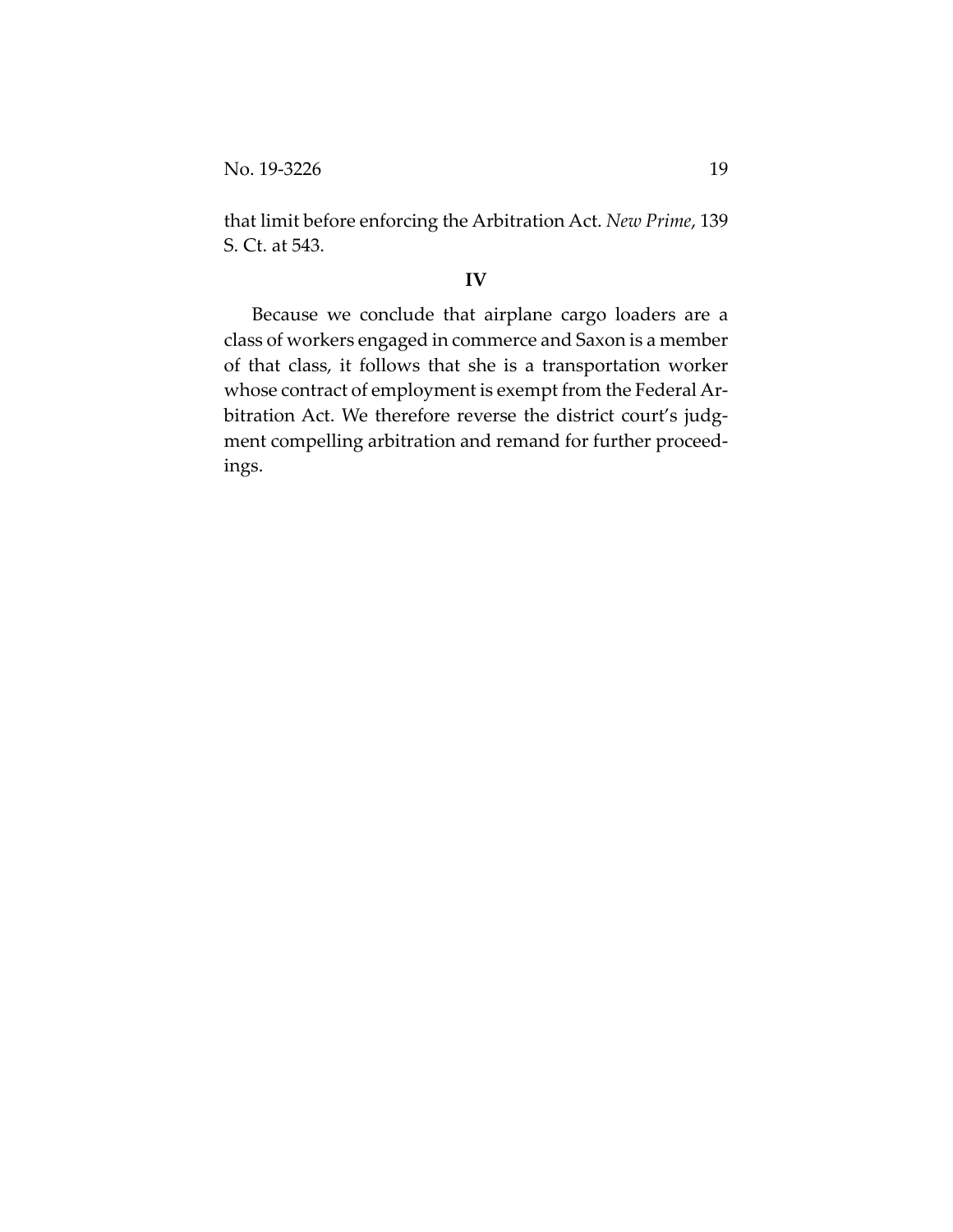that limit before enforcing the Arbitration Act. *New Prime*, 139 S. Ct. at 543.

## IV

Because we conclude that airplane cargo loaders are a class of workers engaged in commerce and Saxon is a member of that class, it follows that she is a transportation worker whose contract of employment is exempt from the Federal Arbitration Act. We therefore reverse the district court's judgment compelling arbitration and remand for further proceedings.